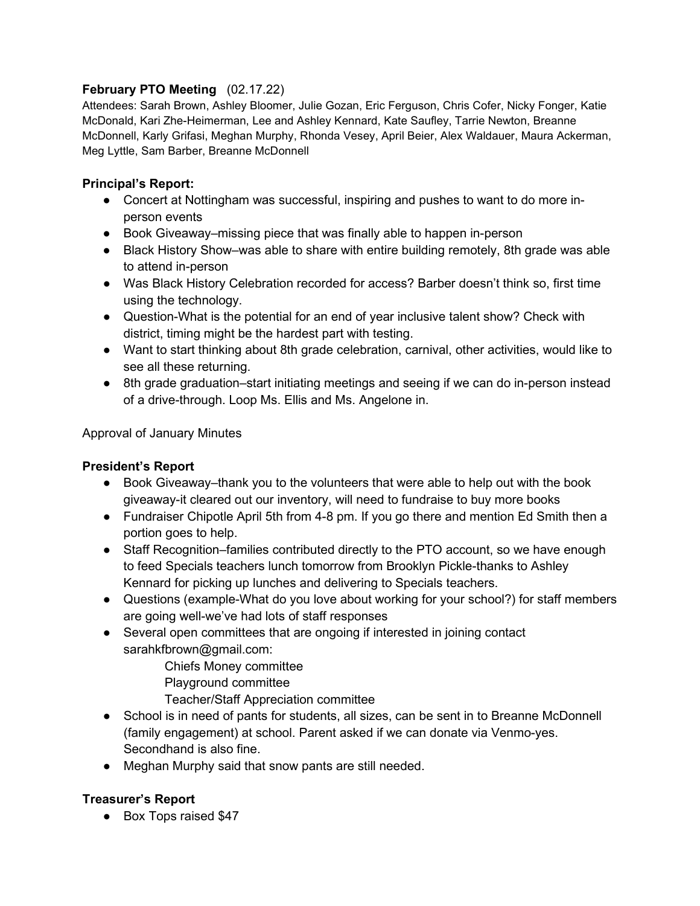**February PTO Meeting** (02.17.22)

Attendees: Sarah Brown, Ashley Bloomer, Julie Gozan, Eric Ferguson, Chris Cofer, Nicky Fonger, Katie McDonald, Kari Zhe-Heimerman, Lee and Ashley Kennard, Kate Saufley, Tarrie Newton, Breanne McDonnell, Karly Grifasi, Meghan Murphy, Rhonda Vesey, April Beier, Alex Waldauer, Maura Ackerman, Meg Lyttle, Sam Barber, Breanne McDonnell

**Principal's Report:**

- Concert at Nottingham was successful, inspiring and pushes to want to do more in-person events
- Book Giveaway–missing piece that was finally able to happen in-person
- Black History Show–was able to share with entire building remotely, 8th grade was able to attend in-person
- Was Black History Celebration recorded for access? Barber doesn't think so, first time using the technology.
- Question-What is the potential for an end of year inclusive talent show? Check with district, timing might be the hardest part with testing.
- Want to start thinking about 8th grade celebration, carnival, other activities, would like to see all these returning.
- 8th grade graduation–start initiating meetings and seeing if we can do in-person instead of a drive-through. Loop Ms. Ellis and Ms. Angelone in.

Approval of January Minutes

**President's Report**

- Book Giveaway–thank you to the volunteers that were able to help out with the book giveaway-it cleared out our inventory, will need to fundraise to buy more books
- Fundraiser Chipotle April 5th from 4-8 pm. If you go there and mention Ed Smith then a portion goes to help.
- Staff Recognition–families contributed directly to the PTO account, so we have enough to feed Specials teachers lunch tomorrow from Brooklyn Pickle-thanks to Ashley Kennard for picking up lunches and delivering to Specials teachers.
- Questions (example-What do you love about working for your school?) for staff members are going well-we've had lots of staff responses
- Several open committees that are ongoing if interested in joining contact sarahkfbrown@gmail.com:
  - Chiefs Money committee
  - Playground committee
  - Teacher/Staff Appreciation committee
- School is in need of pants for students, all sizes, can be sent in to Breanne McDonnell (family engagement) at school. Parent asked if we can donate via Venmo-yes. Secondhand is also fine.
- Meghan Murphy said that snow pants are still needed.

**Treasurer's Report**

- Box Tops raised $47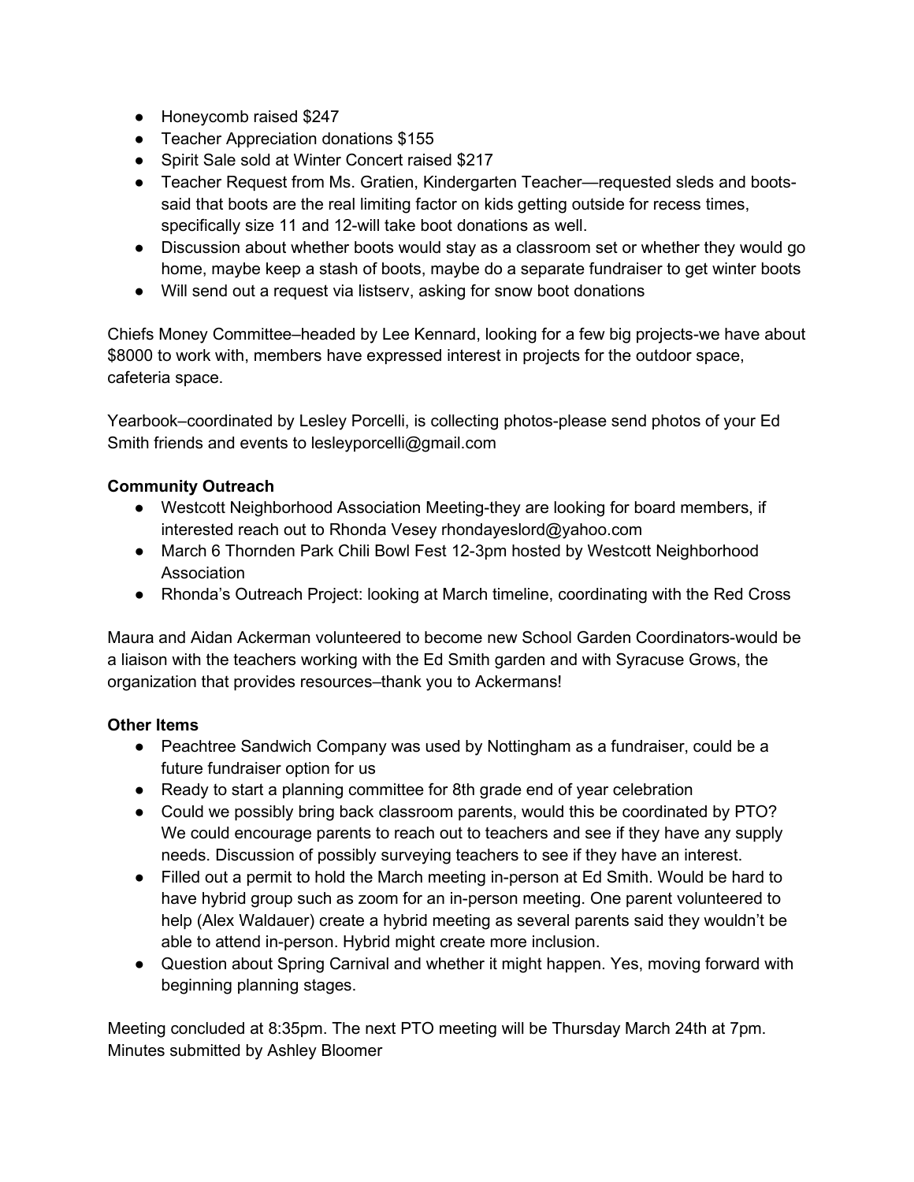- Honeycomb raised $247
- Teacher Appreciation donations $155
- Spirit Sale sold at Winter Concert raised $217
- Teacher Request from Ms. Gratien, Kindergarten Teacher—requested sleds and boots-said that boots are the real limiting factor on kids getting outside for recess times, specifically size 11 and 12-will take boot donations as well.
- Discussion about whether boots would stay as a classroom set or whether they would go home, maybe keep a stash of boots, maybe do a separate fundraiser to get winter boots
- Will send out a request via listserv, asking for snow boot donations

Chiefs Money Committee–headed by Lee Kennard, looking for a few big projects-we have about $8000 to work with, members have expressed interest in projects for the outdoor space, cafeteria space.

Yearbook–coordinated by Lesley Porcelli, is collecting photos-please send photos of your Ed Smith friends and events to lesleyporcelli@gmail.com

**Community Outreach**

- Westcott Neighborhood Association Meeting-they are looking for board members, if interested reach out to Rhonda Vesey rhondayeslord@yahoo.com
- March 6 Thornden Park Chili Bowl Fest 12-3pm hosted by Westcott Neighborhood Association
- Rhonda's Outreach Project: looking at March timeline, coordinating with the Red Cross

Maura and Aidan Ackerman volunteered to become new School Garden Coordinators-would be a liaison with the teachers working with the Ed Smith garden and with Syracuse Grows, the organization that provides resources–thank you to Ackermans!

**Other Items**

- Peachtree Sandwich Company was used by Nottingham as a fundraiser, could be a future fundraiser option for us
- Ready to start a planning committee for 8th grade end of year celebration
- Could we possibly bring back classroom parents, would this be coordinated by PTO? We could encourage parents to reach out to teachers and see if they have any supply needs. Discussion of possibly surveying teachers to see if they have an interest.
- Filled out a permit to hold the March meeting in-person at Ed Smith. Would be hard to have hybrid group such as zoom for an in-person meeting. One parent volunteered to help (Alex Waldauer) create a hybrid meeting as several parents said they wouldn't be able to attend in-person. Hybrid might create more inclusion.
- Question about Spring Carnival and whether it might happen. Yes, moving forward with beginning planning stages.

Meeting concluded at 8:35pm. The next PTO meeting will be Thursday March 24th at 7pm.
Minutes submitted by Ashley Bloomer